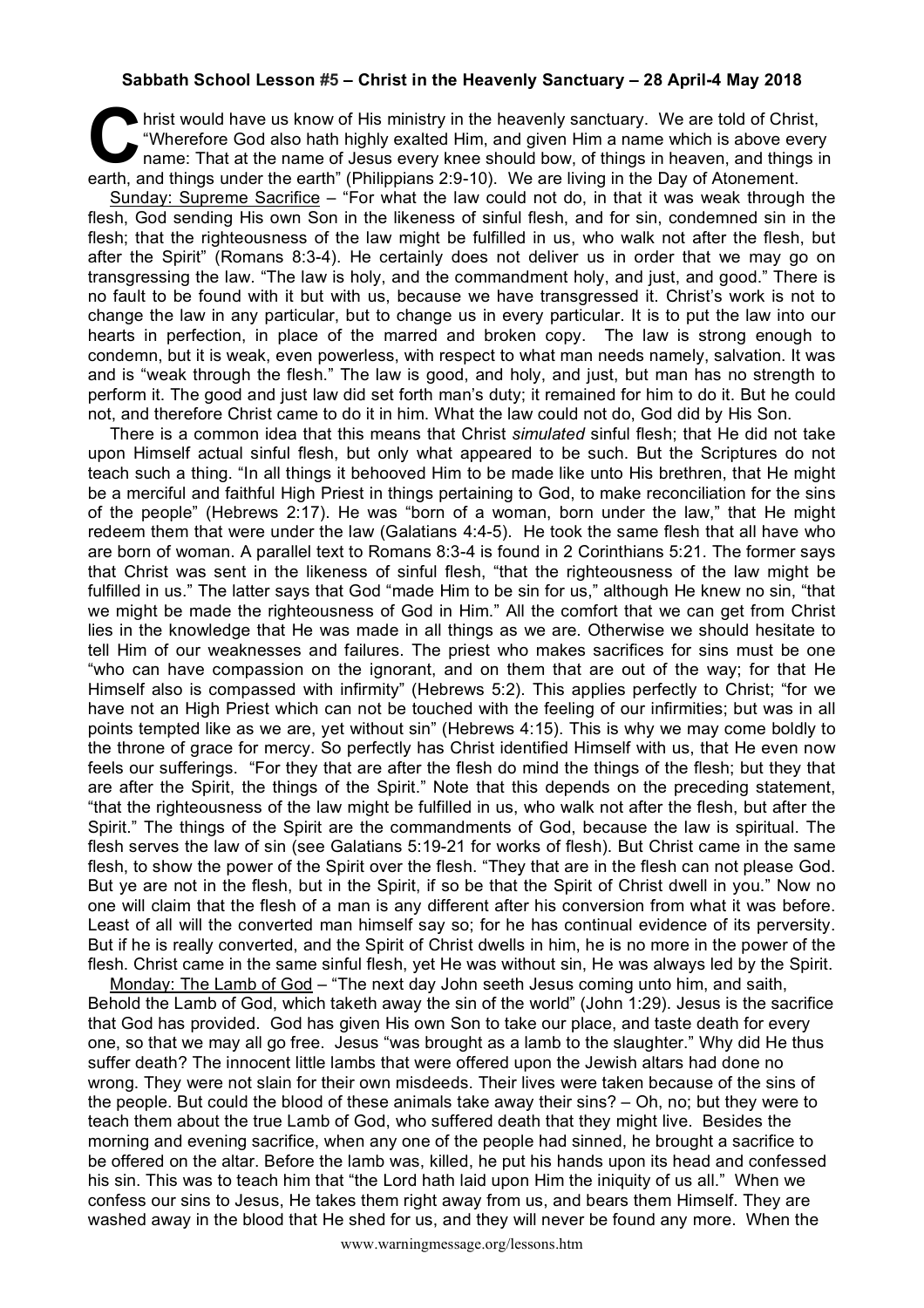**Sabbath School Lesson #5 – Christ in the Heavenly Sanctuary – 28 April-4 May 2018**

Christ would have us know of His ministry in the heavenly sanctuary. We are told of Christ, "Wherefore God also hath highly exalted Him, and given Him a name which is above every name: That at the name of Jesus every knee should bow, of things in heaven, and things in earth, and things under the earth" (Philippians 2:9-10). We are living in the Day of Atonement.

Sunday: Supreme Sacrifice – "For what the law could not do, in that it was weak through the flesh, God sending His own Son in the likeness of sinful flesh, and for sin, condemned sin in the flesh; that the righteousness of the law might be fulfilled in us, who walk not after the flesh, but after the Spirit" (Romans 8:3-4). He certainly does not deliver us in order that we may go on transgressing the law. "The law is holy, and the commandment holy, and just, and good." There is no fault to be found with it but with us, because we have transgressed it. Christ's work is not to change the law in any particular, but to change us in every particular. It is to put the law into our hearts in perfection, in place of the marred and broken copy. The law is strong enough to condemn, but it is weak, even powerless, with respect to what man needs namely, salvation. It was and is "weak through the flesh." The law is good, and holy, and just, but man has no strength to perform it. The good and just law did set forth man's duty; it remained for him to do it. But he could not, and therefore Christ came to do it in him. What the law could not do, God did by His Son.

There is a common idea that this means that Christ *simulated* sinful flesh; that He did not take upon Himself actual sinful flesh, but only what appeared to be such. But the Scriptures do not teach such a thing. "In all things it behooved Him to be made like unto His brethren, that He might be a merciful and faithful High Priest in things pertaining to God, to make reconciliation for the sins of the people" (Hebrews 2:17). He was "born of a woman, born under the law," that He might redeem them that were under the law (Galatians 4:4-5). He took the same flesh that all have who are born of woman. A parallel text to Romans 8:3-4 is found in 2 Corinthians 5:21. The former says that Christ was sent in the likeness of sinful flesh, "that the righteousness of the law might be fulfilled in us." The latter says that God "made Him to be sin for us," although He knew no sin, "that we might be made the righteousness of God in Him." All the comfort that we can get from Christ lies in the knowledge that He was made in all things as we are. Otherwise we should hesitate to tell Him of our weaknesses and failures. The priest who makes sacrifices for sins must be one "who can have compassion on the ignorant, and on them that are out of the way; for that He Himself also is compassed with infirmity" (Hebrews 5:2). This applies perfectly to Christ; "for we have not an High Priest which can not be touched with the feeling of our infirmities; but was in all points tempted like as we are, yet without sin" (Hebrews 4:15). This is why we may come boldly to the throne of grace for mercy. So perfectly has Christ identified Himself with us, that He even now feels our sufferings. "For they that are after the flesh do mind the things of the flesh; but they that are after the Spirit, the things of the Spirit." Note that this depends on the preceding statement, "that the righteousness of the law might be fulfilled in us, who walk not after the flesh, but after the Spirit." The things of the Spirit are the commandments of God, because the law is spiritual. The flesh serves the law of sin (see Galatians 5:19-21 for works of flesh). But Christ came in the same flesh, to show the power of the Spirit over the flesh. "They that are in the flesh can not please God. But ye are not in the flesh, but in the Spirit, if so be that the Spirit of Christ dwell in you." Now no one will claim that the flesh of a man is any different after his conversion from what it was before. Least of all will the converted man himself say so; for he has continual evidence of its perversity. But if he is really converted, and the Spirit of Christ dwells in him, he is no more in the power of the flesh. Christ came in the same sinful flesh, yet He was without sin, He was always led by the Spirit.

Monday: The Lamb of God – "The next day John seeth Jesus coming unto him, and saith, Behold the Lamb of God, which taketh away the sin of the world" (John 1:29). Jesus is the sacrifice that God has provided. God has given His own Son to take our place, and taste death for every one, so that we may all go free. Jesus "was brought as a lamb to the slaughter." Why did He thus suffer death? The innocent little lambs that were offered upon the Jewish altars had done no wrong. They were not slain for their own misdeeds. Their lives were taken because of the sins of the people. But could the blood of these animals take away their sins? – Oh, no; but they were to teach them about the true Lamb of God, who suffered death that they might live. Besides the morning and evening sacrifice, when any one of the people had sinned, he brought a sacrifice to be offered on the altar. Before the lamb was, killed, he put his hands upon its head and confessed his sin. This was to teach him that "the Lord hath laid upon Him the iniquity of us all." When we confess our sins to Jesus, He takes them right away from us, and bears them Himself. They are washed away in the blood that He shed for us, and they will never be found any more. When the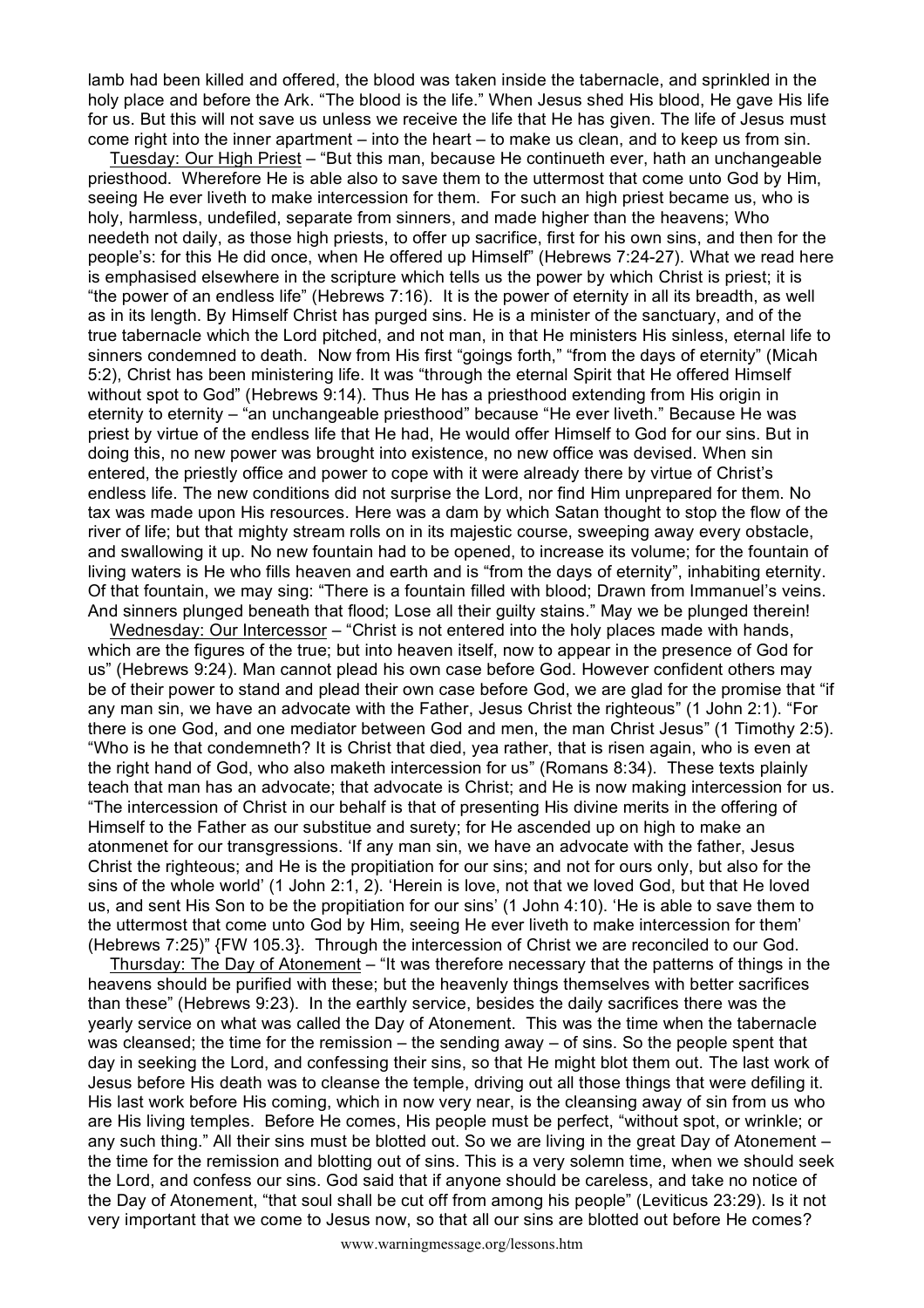lamb had been killed and offered, the blood was taken inside the tabernacle, and sprinkled in the holy place and before the Ark. "The blood is the life." When Jesus shed His blood, He gave His life for us. But this will not save us unless we receive the life that He has given. The life of Jesus must come right into the inner apartment – into the heart – to make us clean, and to keep us from sin.

Tuesday: Our High Priest – "But this man, because He continueth ever, hath an unchangeable priesthood. Wherefore He is able also to save them to the uttermost that come unto God by Him, seeing He ever liveth to make intercession for them. For such an high priest became us, who is holy, harmless, undefiled, separate from sinners, and made higher than the heavens; Who needeth not daily, as those high priests, to offer up sacrifice, first for his own sins, and then for the people's: for this He did once, when He offered up Himself" (Hebrews 7:24-27). What we read here is emphasised elsewhere in the scripture which tells us the power by which Christ is priest; it is "the power of an endless life" (Hebrews 7:16). It is the power of eternity in all its breadth, as well as in its length. By Himself Christ has purged sins. He is a minister of the sanctuary, and of the true tabernacle which the Lord pitched, and not man, in that He ministers His sinless, eternal life to sinners condemned to death. Now from His first "goings forth," "from the days of eternity" (Micah 5:2), Christ has been ministering life. It was "through the eternal Spirit that He offered Himself without spot to God" (Hebrews 9:14). Thus He has a priesthood extending from His origin in eternity to eternity – "an unchangeable priesthood" because "He ever liveth." Because He was priest by virtue of the endless life that He had, He would offer Himself to God for our sins. But in doing this, no new power was brought into existence, no new office was devised. When sin entered, the priestly office and power to cope with it were already there by virtue of Christ's endless life. The new conditions did not surprise the Lord, nor find Him unprepared for them. No tax was made upon His resources. Here was a dam by which Satan thought to stop the flow of the river of life; but that mighty stream rolls on in its majestic course, sweeping away every obstacle, and swallowing it up. No new fountain had to be opened, to increase its volume; for the fountain of living waters is He who fills heaven and earth and is "from the days of eternity", inhabiting eternity. Of that fountain, we may sing: "There is a fountain filled with blood; Drawn from Immanuel's veins. And sinners plunged beneath that flood; Lose all their guilty stains." May we be plunged therein!

Wednesday: Our Intercessor – "Christ is not entered into the holy places made with hands, which are the figures of the true; but into heaven itself, now to appear in the presence of God for us" (Hebrews 9:24). Man cannot plead his own case before God. However confident others may be of their power to stand and plead their own case before God, we are glad for the promise that "if any man sin, we have an advocate with the Father, Jesus Christ the righteous" (1 John 2:1). "For there is one God, and one mediator between God and men, the man Christ Jesus" (1 Timothy 2:5). "Who is he that condemneth? It is Christ that died, yea rather, that is risen again, who is even at the right hand of God, who also maketh intercession for us" (Romans 8:34). These texts plainly teach that man has an advocate; that advocate is Christ; and He is now making intercession for us. "The intercession of Christ in our behalf is that of presenting His divine merits in the offering of Himself to the Father as our substitue and surety; for He ascended up on high to make an atonmenet for our transgressions. 'If any man sin, we have an advocate with the father, Jesus Christ the righteous; and He is the propitiation for our sins; and not for ours only, but also for the sins of the whole world' (1 John 2:1, 2). 'Herein is love, not that we loved God, but that He loved us, and sent His Son to be the propitiation for our sins' (1 John 4:10). 'He is able to save them to the uttermost that come unto God by Him, seeing He ever liveth to make intercession for them' (Hebrews 7:25)" {FW 105.3}. Through the intercession of Christ we are reconciled to our God.

Thursday: The Day of Atonement – "It was therefore necessary that the patterns of things in the heavens should be purified with these; but the heavenly things themselves with better sacrifices than these" (Hebrews 9:23). In the earthly service, besides the daily sacrifices there was the yearly service on what was called the Day of Atonement. This was the time when the tabernacle was cleansed; the time for the remission – the sending away – of sins. So the people spent that day in seeking the Lord, and confessing their sins, so that He might blot them out. The last work of Jesus before His death was to cleanse the temple, driving out all those things that were defiling it. His last work before His coming, which in now very near, is the cleansing away of sin from us who are His living temples. Before He comes, His people must be perfect, "without spot, or wrinkle; or any such thing." All their sins must be blotted out. So we are living in the great Day of Atonement – the time for the remission and blotting out of sins. This is a very solemn time, when we should seek the Lord, and confess our sins. God said that if anyone should be careless, and take no notice of the Day of Atonement, "that soul shall be cut off from among his people" (Leviticus 23:29). Is it not very important that we come to Jesus now, so that all our sins are blotted out before He comes?

www.warningmessage.org/lessons.htm